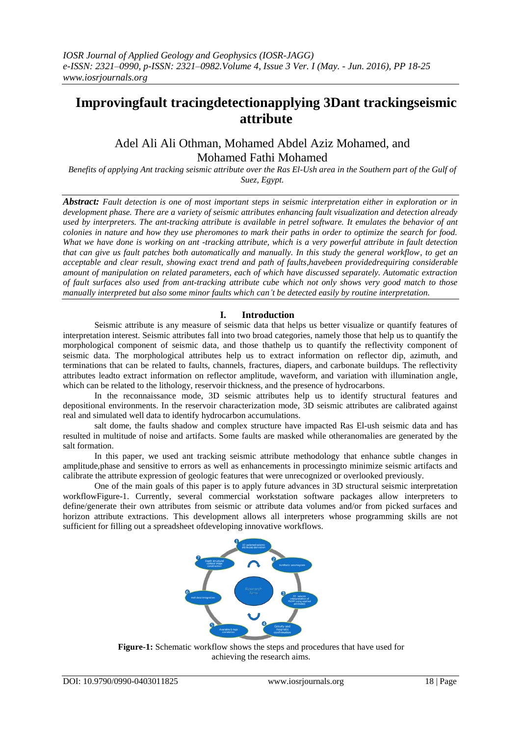# Improvingfault tracingdetectionapplying 3Dant trackingseismic attribute

Adel Ali Ali Othman, Mohamed Abdel Aziz Mohamed, and Mohamed Fathi Mohamed

*Benefits of applying Ant tracking seismic attribute over the Ras El-Ush area in the Southern part of the Gulf of Suez, Egypt.*

***Abstract:*** *Fault detection is one of most important steps in seismic interpretation either in exploration or in development phase. There are a variety of seismic attributes enhancing fault visualization and detection already used by interpreters. The ant-tracking attribute is available in petrel software. It emulates the behavior of ant colonies in nature and how they use pheromones to mark their paths in order to optimize the search for food. What we have done is working on ant -tracking attribute, which is a very powerful attribute in fault detection that can give us fault patches both automatically and manually. In this study the general workflow, to get an acceptable and clear result, showing exact trend and path of faults,havebeen providedrequiring considerable amount of manipulation on related parameters, each of which have discussed separately. Automatic extraction of fault surfaces also used from ant-tracking attribute cube which not only shows very good match to those manually interpreted but also some minor faults which can't be detected easily by routine interpretation.*

## I. Introduction

Seismic attribute is any measure of seismic data that helps us better visualize or quantify features of interpretation interest. Seismic attributes fall into two broad categories, namely those that help us to quantify the morphological component of seismic data, and those thathelp us to quantify the reflectivity component of seismic data. The morphological attributes help us to extract information on reflector dip, azimuth, and terminations that can be related to faults, channels, fractures, diapers, and carbonate buildups. The reflectivity attributes leadto extract information on reflector amplitude, waveform, and variation with illumination angle, which can be related to the lithology, reservoir thickness, and the presence of hydrocarbons.

In the reconnaissance mode, 3D seismic attributes help us to identify structural features and depositional environments. In the reservoir characterization mode, 3D seismic attributes are calibrated against real and simulated well data to identify hydrocarbon accumulations.

salt dome, the faults shadow and complex structure have impacted Ras El-ush seismic data and has resulted in multitude of noise and artifacts. Some faults are masked while otheranomalies are generated by the salt formation.

In this paper, we used ant tracking seismic attribute methodology that enhance subtle changes in amplitude,phase and sensitive to errors as well as enhancements in processingto minimize seismic artifacts and calibrate the attribute expression of geologic features that were unrecognized or overlooked previously.

One of the main goals of this paper is to apply future advances in 3D structural seismic interpretation workflowFigure-1. Currently, several commercial workstation software packages allow interpreters to define/generate their own attributes from seismic or attribute data volumes and/or from picked surfaces and horizon attribute extractions. This development allows all interpreters whose programming skills are not sufficient for filling out a spreadsheet ofdeveloping innovative workflows.

**Figure-1:** Schematic workflow shows the steps and procedures that have used for achieving the research aims.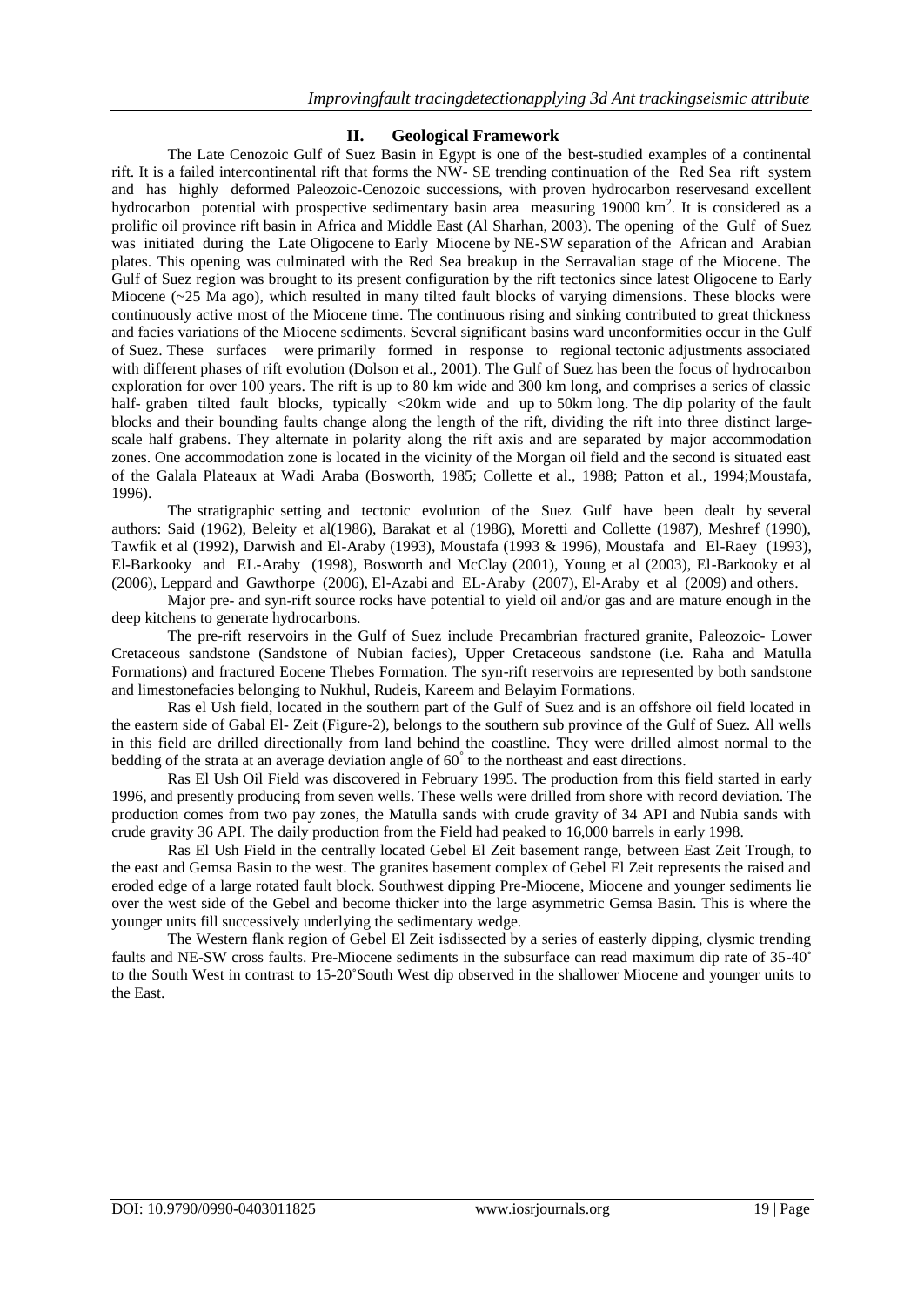## II. Geological Framework

The Late Cenozoic Gulf of Suez Basin in Egypt is one of the best-studied examples of a continental rift. It is a failed intercontinental rift that forms the NW- SE trending continuation of the Red Sea rift system and has highly deformed Paleozoic-Cenozoic successions, with proven hydrocarbon reservesand excellent hydrocarbon potential with prospective sedimentary basin area measuring 19000 km$^2$. It is considered as a prolific oil province rift basin in Africa and Middle East (Al Sharhan, 2003). The opening of the Gulf of Suez was initiated during the Late Oligocene to Early Miocene by NE-SW separation of the African and Arabian plates. This opening was culminated with the Red Sea breakup in the Serravalian stage of the Miocene. The Gulf of Suez region was brought to its present configuration by the rift tectonics since latest Oligocene to Early Miocene (~25 Ma ago), which resulted in many tilted fault blocks of varying dimensions. These blocks were continuously active most of the Miocene time. The continuous rising and sinking contributed to great thickness and facies variations of the Miocene sediments. Several significant basins ward unconformities occur in the Gulf of Suez. These surfaces were primarily formed in response to regional tectonic adjustments associated with different phases of rift evolution (Dolson et al., 2001). The Gulf of Suez has been the focus of hydrocarbon exploration for over 100 years. The rift is up to 80 km wide and 300 km long, and comprises a series of classic half- graben tilted fault blocks, typically <20km wide and up to 50km long. The dip polarity of the fault blocks and their bounding faults change along the length of the rift, dividing the rift into three distinct large-scale half grabens. They alternate in polarity along the rift axis and are separated by major accommodation zones. One accommodation zone is located in the vicinity of the Morgan oil field and the second is situated east of the Galala Plateaux at Wadi Araba (Bosworth, 1985; Collette et al., 1988; Patton et al., 1994;Moustafa, 1996).

The stratigraphic setting and tectonic evolution of the Suez Gulf have been dealt by several authors: Said (1962), Beleity et al(1986), Barakat et al (1986), Moretti and Collette (1987), Meshref (1990), Tawfik et al (1992), Darwish and El-Araby (1993), Moustafa (1993 & 1996), Moustafa and El-Raey (1993), El-Barkooky and EL-Araby (1998), Bosworth and McClay (2001), Young et al (2003), El-Barkooky et al (2006), Leppard and Gawthorpe (2006), El-Azabi and EL-Araby (2007), El-Araby et al (2009) and others.

Major pre- and syn-rift source rocks have potential to yield oil and/or gas and are mature enough in the deep kitchens to generate hydrocarbons.

The pre-rift reservoirs in the Gulf of Suez include Precambrian fractured granite, Paleozoic- Lower Cretaceous sandstone (Sandstone of Nubian facies), Upper Cretaceous sandstone (i.e. Raha and Matulla Formations) and fractured Eocene Thebes Formation. The syn-rift reservoirs are represented by both sandstone and limestonefacies belonging to Nukhul, Rudeis, Kareem and Belayim Formations.

Ras el Ush field, located in the southern part of the Gulf of Suez and is an offshore oil field located in the eastern side of Gabal El- Zeit (Figure-2), belongs to the southern sub province of the Gulf of Suez. All wells in this field are drilled directionally from land behind the coastline. They were drilled almost normal to the bedding of the strata at an average deviation angle of 60° to the northeast and east directions.

Ras El Ush Oil Field was discovered in February 1995. The production from this field started in early 1996, and presently producing from seven wells. These wells were drilled from shore with record deviation. The production comes from two pay zones, the Matulla sands with crude gravity of 34 API and Nubia sands with crude gravity 36 API. The daily production from the Field had peaked to 16,000 barrels in early 1998.

Ras El Ush Field in the centrally located Gebel El Zeit basement range, between East Zeit Trough, to the east and Gemsa Basin to the west. The granites basement complex of Gebel El Zeit represents the raised and eroded edge of a large rotated fault block. Southwest dipping Pre-Miocene, Miocene and younger sediments lie over the west side of the Gebel and become thicker into the large asymmetric Gemsa Basin. This is where the younger units fill successively underlying the sedimentary wedge.

The Western flank region of Gebel El Zeit isdissected by a series of easterly dipping, clysmic trending faults and NE-SW cross faults. Pre-Miocene sediments in the subsurface can read maximum dip rate of 35-40° to the South West in contrast to 15-20°South West dip observed in the shallower Miocene and younger units to the East.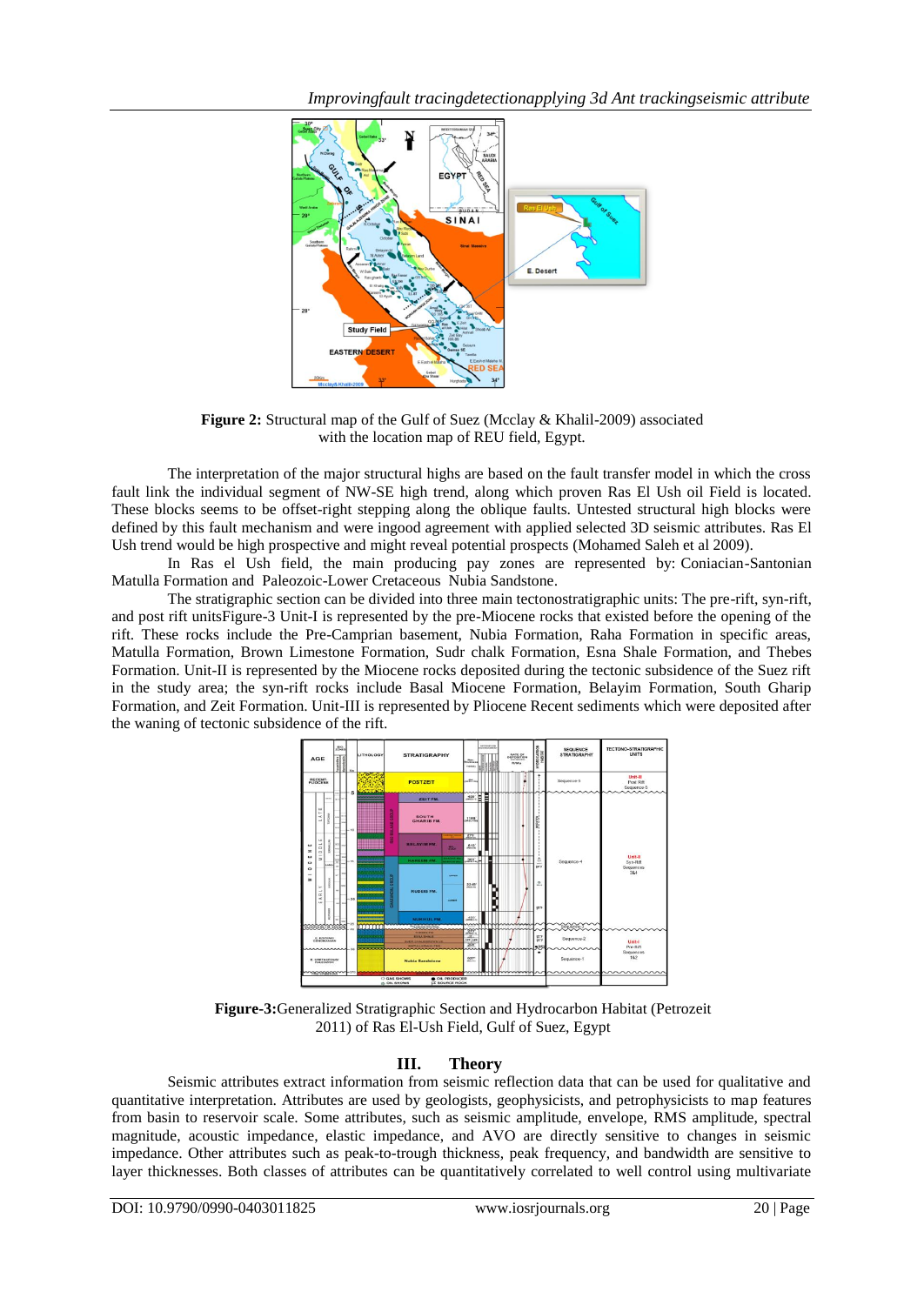**Figure 2:** Structural map of the Gulf of Suez (Mcclay & Khalil-2009) associated with the location map of REU field, Egypt.

The interpretation of the major structural highs are based on the fault transfer model in which the cross fault link the individual segment of NW-SE high trend, along which proven Ras El Ush oil Field is located. These blocks seems to be offset-right stepping along the oblique faults. Untested structural high blocks were defined by this fault mechanism and were ingood agreement with applied selected 3D seismic attributes. Ras El Ush trend would be high prospective and might reveal potential prospects (Mohamed Saleh et al 2009).

In Ras el Ush field, the main producing pay zones are represented by: Coniacian-Santonian Matulla Formation and Paleozoic-Lower Cretaceous Nubia Sandstone.

The stratigraphic section can be divided into three main tectonostratigraphic units: The pre-rift, syn-rift, and post rift unitsFigure-3 Unit-I is represented by the pre-Miocene rocks that existed before the opening of the rift. These rocks include the Pre-Camprian basement, Nubia Formation, Raha Formation in specific areas, Matulla Formation, Brown Limestone Formation, Sudr chalk Formation, Esna Shale Formation, and Thebes Formation. Unit-II is represented by the Miocene rocks deposited during the tectonic subsidence of the Suez rift in the study area; the syn-rift rocks include Basal Miocene Formation, Belayim Formation, South Gharip Formation, and Zeit Formation. Unit-III is represented by Pliocene Recent sediments which were deposited after the waning of tectonic subsidence of the rift.

**Figure-3:** Generalized Stratigraphic Section and Hydrocarbon Habitat (Petrozeit 2011) of Ras El-Ush Field, Gulf of Suez, Egypt

## III. Theory

Seismic attributes extract information from seismic reflection data that can be used for qualitative and quantitative interpretation. Attributes are used by geologists, geophysicists, and petrophysicists to map features from basin to reservoir scale. Some attributes, such as seismic amplitude, envelope, RMS amplitude, spectral magnitude, acoustic impedance, elastic impedance, and AVO are directly sensitive to changes in seismic impedance. Other attributes such as peak-to-trough thickness, peak frequency, and bandwidth are sensitive to layer thicknesses. Both classes of attributes can be quantitatively correlated to well control using multivariate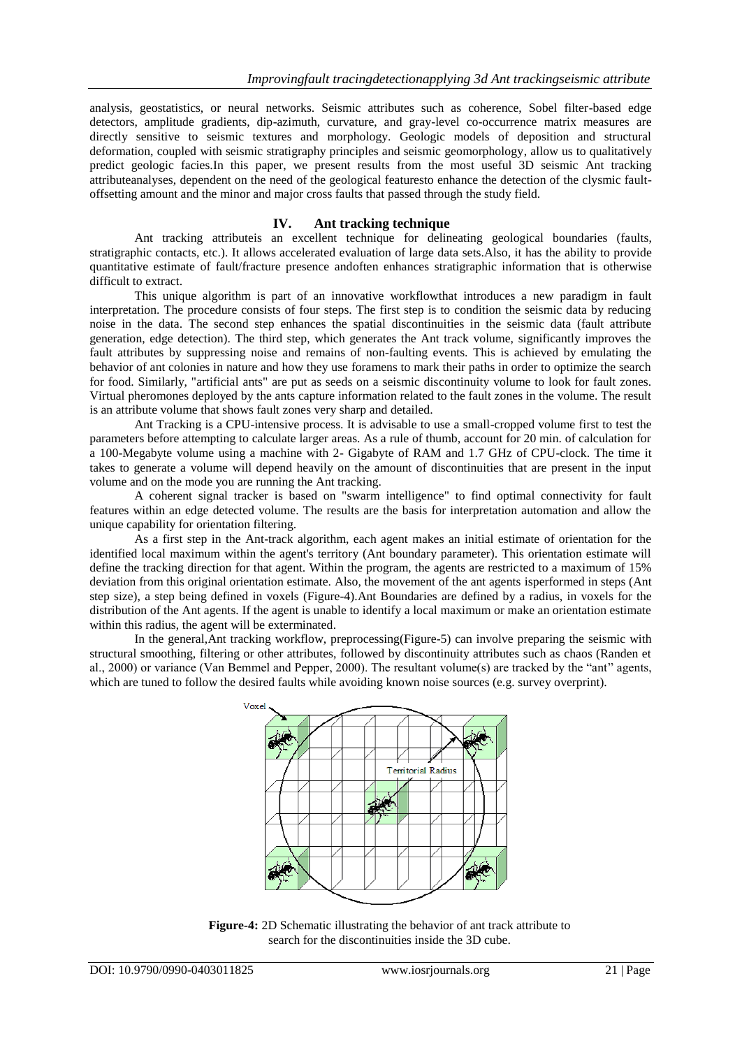analysis, geostatistics, or neural networks. Seismic attributes such as coherence, Sobel filter-based edge detectors, amplitude gradients, dip-azimuth, curvature, and gray-level co-occurrence matrix measures are directly sensitive to seismic textures and morphology. Geologic models of deposition and structural deformation, coupled with seismic stratigraphy principles and seismic geomorphology, allow us to qualitatively predict geologic facies.In this paper, we present results from the most useful 3D seismic Ant tracking attributeanalyses, dependent on the need of the geological featuresto enhance the detection of the clysmic fault-offsetting amount and the minor and major cross faults that passed through the study field.

## IV. Ant tracking technique

Ant tracking attributeis an excellent technique for delineating geological boundaries (faults, stratigraphic contacts, etc.). It allows accelerated evaluation of large data sets.Also, it has the ability to provide quantitative estimate of fault/fracture presence andoften enhances stratigraphic information that is otherwise difficult to extract.

This unique algorithm is part of an innovative workflowthat introduces a new paradigm in fault interpretation. The procedure consists of four steps. The first step is to condition the seismic data by reducing noise in the data. The second step enhances the spatial discontinuities in the seismic data (fault attribute generation, edge detection). The third step, which generates the Ant track volume, significantly improves the fault attributes by suppressing noise and remains of non-faulting events. This is achieved by emulating the behavior of ant colonies in nature and how they use foramens to mark their paths in order to optimize the search for food. Similarly, "artificial ants" are put as seeds on a seismic discontinuity volume to look for fault zones. Virtual pheromones deployed by the ants capture information related to the fault zones in the volume. The result is an attribute volume that shows fault zones very sharp and detailed.

Ant Tracking is a CPU-intensive process. It is advisable to use a small-cropped volume first to test the parameters before attempting to calculate larger areas. As a rule of thumb, account for 20 min. of calculation for a 100-Megabyte volume using a machine with 2- Gigabyte of RAM and 1.7 GHz of CPU-clock. The time it takes to generate a volume will depend heavily on the amount of discontinuities that are present in the input volume and on the mode you are running the Ant tracking.

A coherent signal tracker is based on "swarm intelligence" to find optimal connectivity for fault features within an edge detected volume. The results are the basis for interpretation automation and allow the unique capability for orientation filtering.

As a first step in the Ant-track algorithm, each agent makes an initial estimate of orientation for the identified local maximum within the agent's territory (Ant boundary parameter). This orientation estimate will define the tracking direction for that agent. Within the program, the agents are restricted to a maximum of 15% deviation from this original orientation estimate. Also, the movement of the ant agents isperformed in steps (Ant step size), a step being defined in voxels (Figure-4).Ant Boundaries are defined by a radius, in voxels for the distribution of the Ant agents. If the agent is unable to identify a local maximum or make an orientation estimate within this radius, the agent will be exterminated.

In the general,Ant tracking workflow, preprocessing(Figure-5) can involve preparing the seismic with structural smoothing, filtering or other attributes, followed by discontinuity attributes such as chaos (Randen et al., 2000) or variance (Van Bemmel and Pepper, 2000). The resultant volume(s) are tracked by the "ant" agents, which are tuned to follow the desired faults while avoiding known noise sources (e.g. survey overprint).

**Figure-4:** 2D Schematic illustrating the behavior of ant track attribute to search for the discontinuities inside the 3D cube.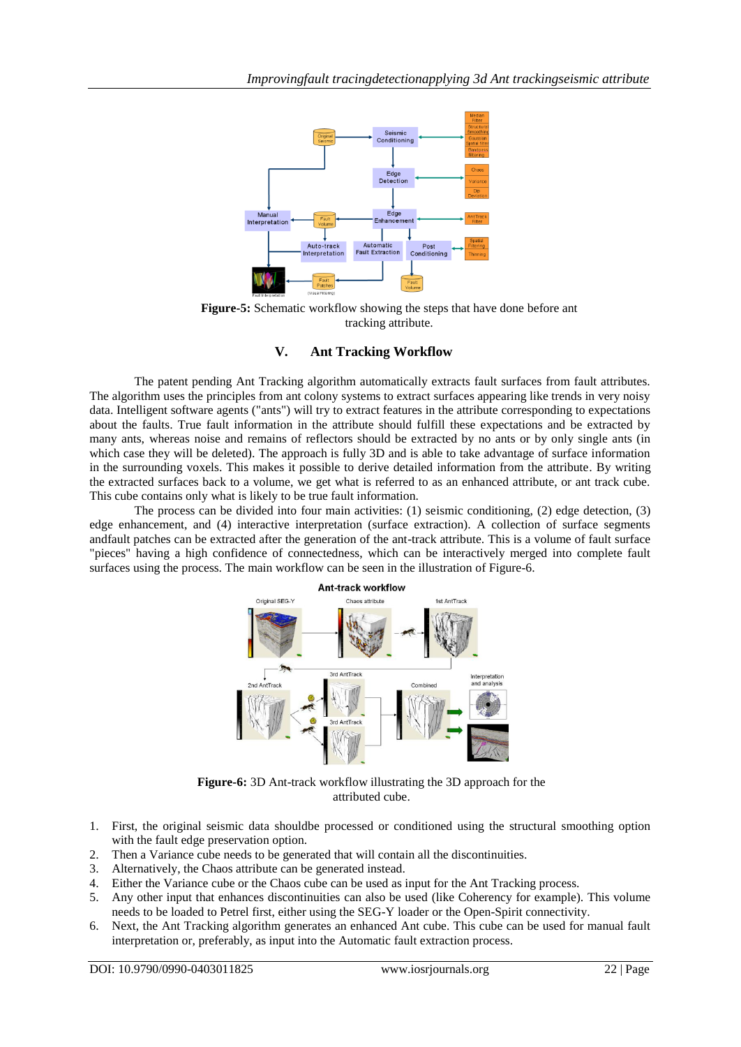**Figure-5:** Schematic workflow showing the steps that have done before ant tracking attribute.

## V. Ant Tracking Workflow

The patent pending Ant Tracking algorithm automatically extracts fault surfaces from fault attributes. The algorithm uses the principles from ant colony systems to extract surfaces appearing like trends in very noisy data. Intelligent software agents ("ants") will try to extract features in the attribute corresponding to expectations about the faults. True fault information in the attribute should fulfill these expectations and be extracted by many ants, whereas noise and remains of reflectors should be extracted by no ants or by only single ants (in which case they will be deleted). The approach is fully 3D and is able to take advantage of surface information in the surrounding voxels. This makes it possible to derive detailed information from the attribute. By writing the extracted surfaces back to a volume, we get what is referred to as an enhanced attribute, or ant track cube. This cube contains only what is likely to be true fault information.

The process can be divided into four main activities: (1) seismic conditioning, (2) edge detection, (3) edge enhancement, and (4) interactive interpretation (surface extraction). A collection of surface segments andfault patches can be extracted after the generation of the ant-track attribute. This is a volume of fault surface "pieces" having a high confidence of connectedness, which can be interactively merged into complete fault surfaces using the process. The main workflow can be seen in the illustration of Figure-6.

**Figure-6:** 3D Ant-track workflow illustrating the 3D approach for the attributed cube.

1. First, the original seismic data shouldbe processed or conditioned using the structural smoothing option with the fault edge preservation option.
2. Then a Variance cube needs to be generated that will contain all the discontinuities.
3. Alternatively, the Chaos attribute can be generated instead.
4. Either the Variance cube or the Chaos cube can be used as input for the Ant Tracking process.
5. Any other input that enhances discontinuities can also be used (like Coherency for example). This volume needs to be loaded to Petrel first, either using the SEG-Y loader or the Open-Spirit connectivity.
6. Next, the Ant Tracking algorithm generates an enhanced Ant cube. This cube can be used for manual fault interpretation or, preferably, as input into the Automatic fault extraction process.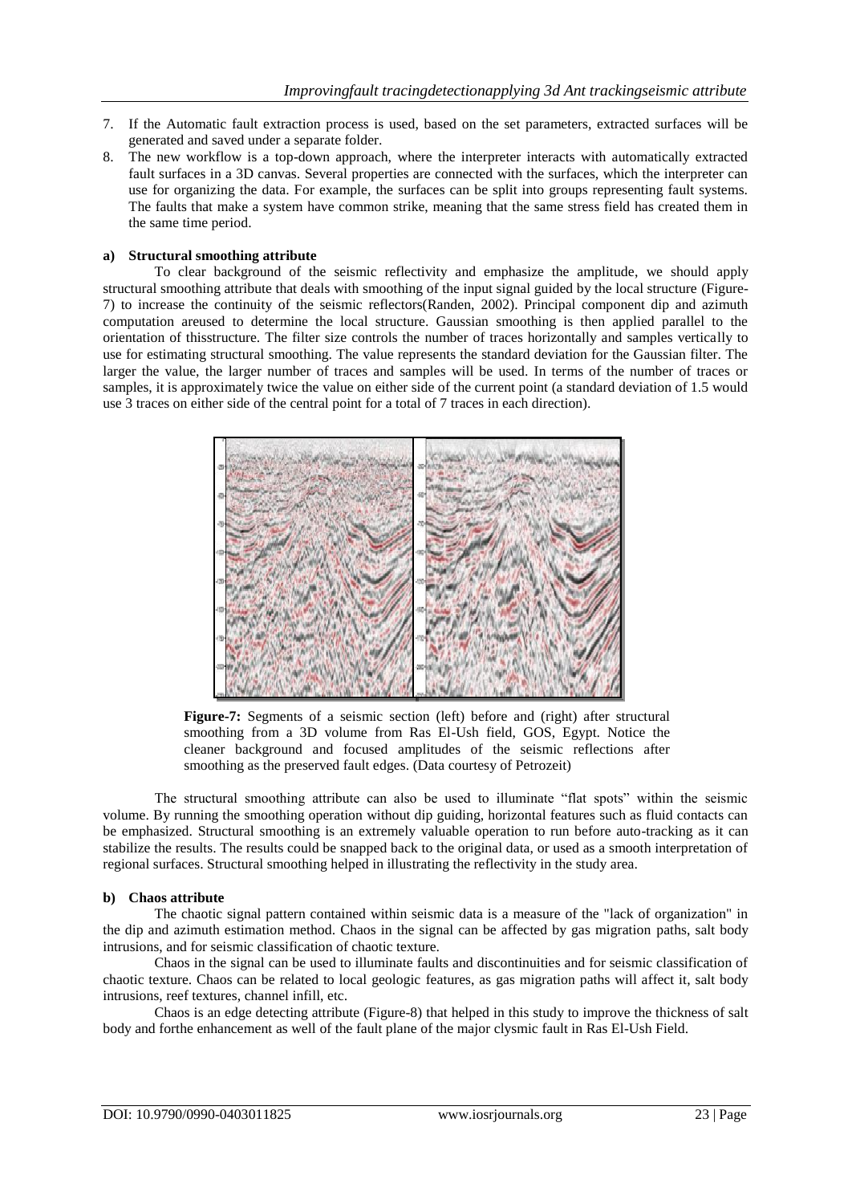7. If the Automatic fault extraction process is used, based on the set parameters, extracted surfaces will be generated and saved under a separate folder.
8. The new workflow is a top-down approach, where the interpreter interacts with automatically extracted fault surfaces in a 3D canvas. Several properties are connected with the surfaces, which the interpreter can use for organizing the data. For example, the surfaces can be split into groups representing fault systems. The faults that make a system have common strike, meaning that the same stress field has created them in the same time period.

**a) Structural smoothing attribute**

To clear background of the seismic reflectivity and emphasize the amplitude, we should apply structural smoothing attribute that deals with smoothing of the input signal guided by the local structure (Figure-7) to increase the continuity of the seismic reflectors(Randen, 2002). Principal component dip and azimuth computation areused to determine the local structure. Gaussian smoothing is then applied parallel to the orientation of thisstructure. The filter size controls the number of traces horizontally and samples vertically to use for estimating structural smoothing. The value represents the standard deviation for the Gaussian filter. The larger the value, the larger number of traces and samples will be used. In terms of the number of traces or samples, it is approximately twice the value on either side of the current point (a standard deviation of 1.5 would use 3 traces on either side of the central point for a total of 7 traces in each direction).

**Figure-7:** Segments of a seismic section (left) before and (right) after structural smoothing from a 3D volume from Ras El-Ush field, GOS, Egypt. Notice the cleaner background and focused amplitudes of the seismic reflections after smoothing as the preserved fault edges. (Data courtesy of Petrozeit)

The structural smoothing attribute can also be used to illuminate "flat spots" within the seismic volume. By running the smoothing operation without dip guiding, horizontal features such as fluid contacts can be emphasized. Structural smoothing is an extremely valuable operation to run before auto-tracking as it can stabilize the results. The results could be snapped back to the original data, or used as a smooth interpretation of regional surfaces. Structural smoothing helped in illustrating the reflectivity in the study area.

**b) Chaos attribute**

The chaotic signal pattern contained within seismic data is a measure of the "lack of organization" in the dip and azimuth estimation method. Chaos in the signal can be affected by gas migration paths, salt body intrusions, and for seismic classification of chaotic texture.

Chaos in the signal can be used to illuminate faults and discontinuities and for seismic classification of chaotic texture. Chaos can be related to local geologic features, as gas migration paths will affect it, salt body intrusions, reef textures, channel infill, etc.

Chaos is an edge detecting attribute (Figure-8) that helped in this study to improve the thickness of salt body and forthe enhancement as well of the fault plane of the major clysmic fault in Ras El-Ush Field.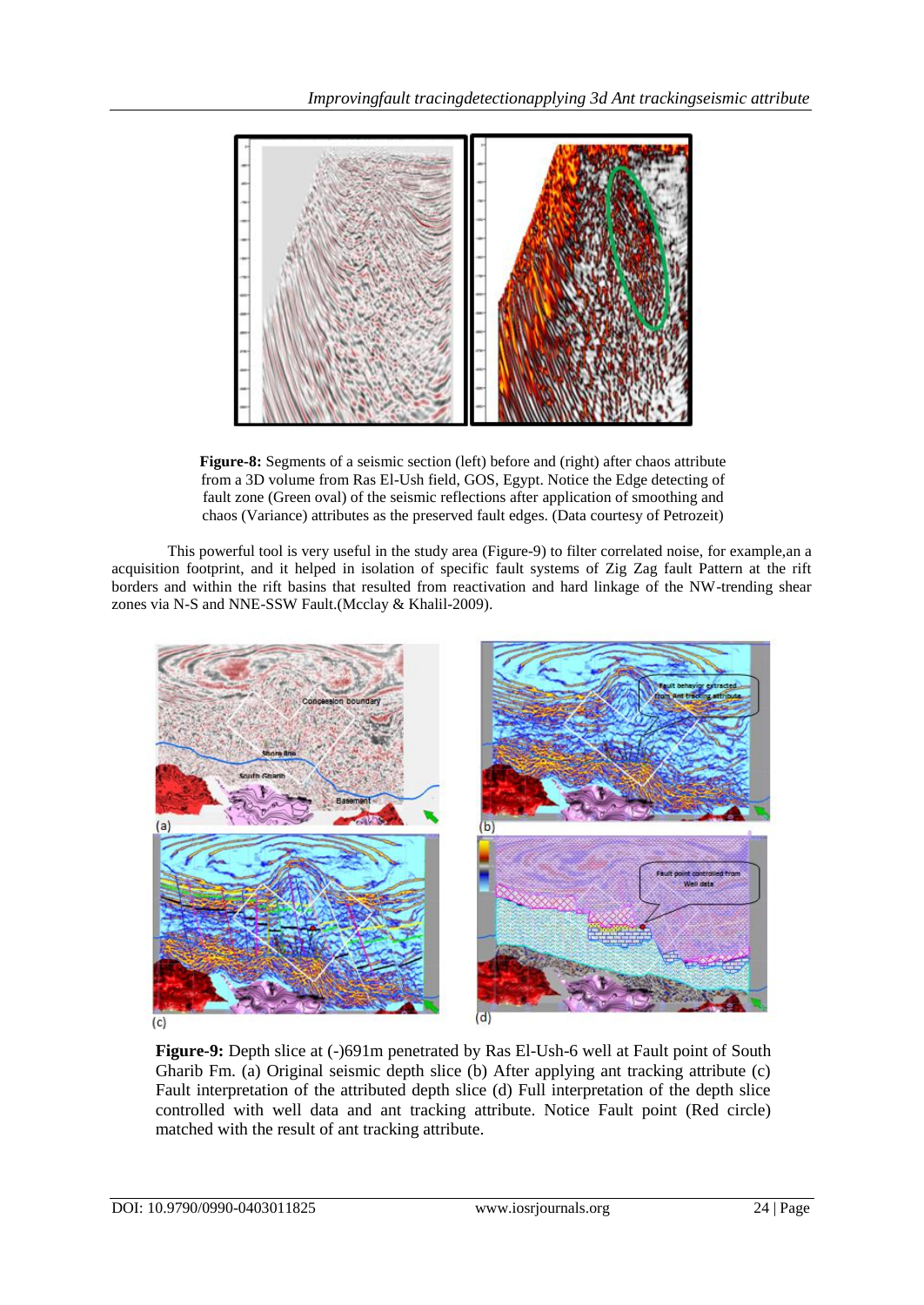**Figure-8:** Segments of a seismic section (left) before and (right) after chaos attribute from a 3D volume from Ras El-Ush field, GOS, Egypt. Notice the Edge detecting of fault zone (Green oval) of the seismic reflections after application of smoothing and chaos (Variance) attributes as the preserved fault edges. (Data courtesy of Petrozeit)

This powerful tool is very useful in the study area (Figure-9) to filter correlated noise, for example,an a acquisition footprint, and it helped in isolation of specific fault systems of Zig Zag fault Pattern at the rift borders and within the rift basins that resulted from reactivation and hard linkage of the NW-trending shear zones via N-S and NNE-SSW Fault.(Mcclay & Khalil-2009).

**Figure-9:** Depth slice at (-)691m penetrated by Ras El-Ush-6 well at Fault point of South Gharib Fm. (a) Original seismic depth slice (b) After applying ant tracking attribute (c) Fault interpretation of the attributed depth slice (d) Full interpretation of the depth slice controlled with well data and ant tracking attribute. Notice Fault point (Red circle) matched with the result of ant tracking attribute.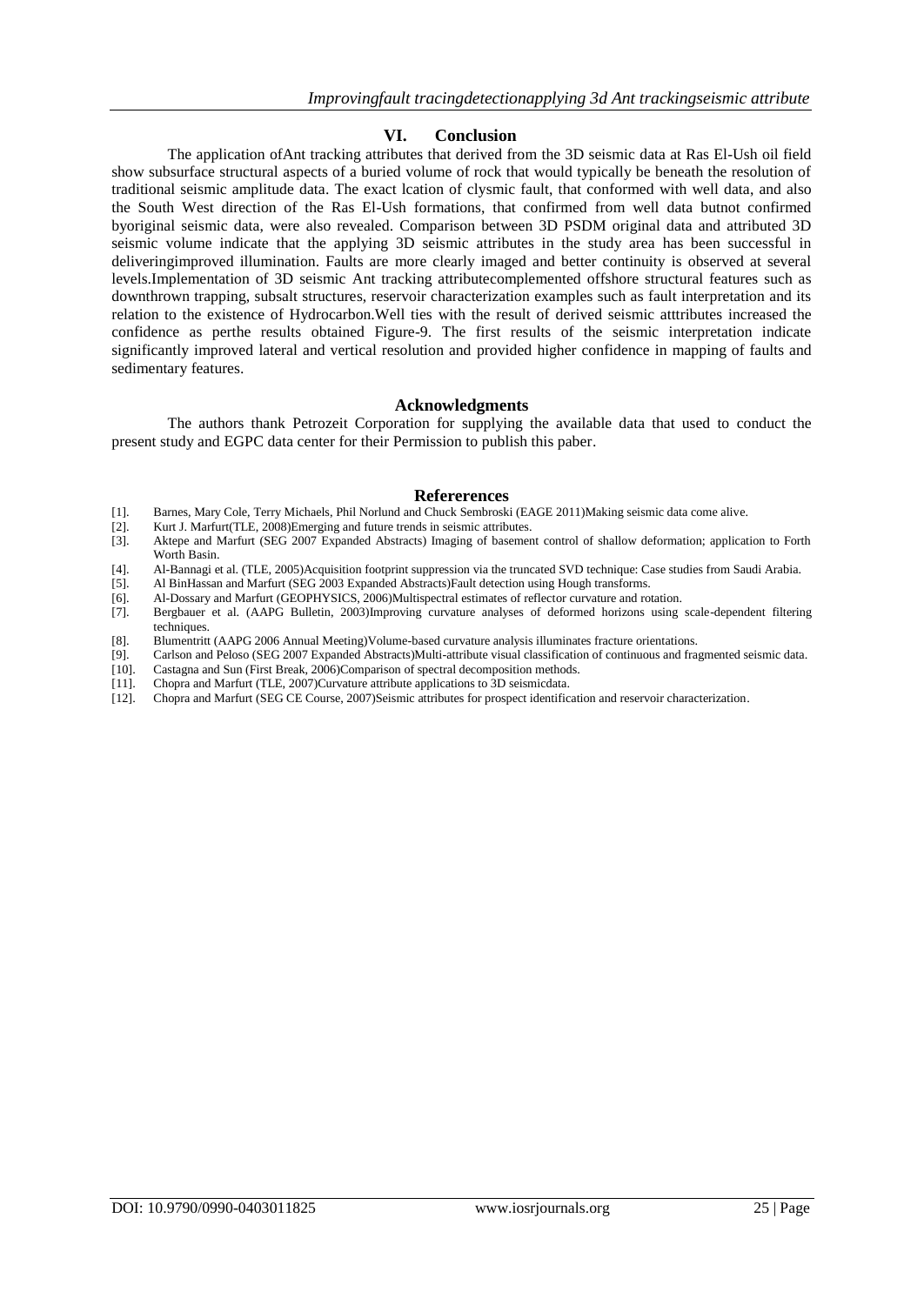## VI. Conclusion

The application ofAnt tracking attributes that derived from the 3D seismic data at Ras El-Ush oil field show subsurface structural aspects of a buried volume of rock that would typically be beneath the resolution of traditional seismic amplitude data. The exact lcation of clysmic fault, that conformed with well data, and also the South West direction of the Ras El-Ush formations, that confirmed from well data butnot confirmed byoriginal seismic data, were also revealed. Comparison between 3D PSDM original data and attributed 3D seismic volume indicate that the applying 3D seismic attributes in the study area has been successful in deliveringimproved illumination. Faults are more clearly imaged and better continuity is observed at several levels.Implementation of 3D seismic Ant tracking attributecomplemented offshore structural features such as downthrown trapping, subsalt structures, reservoir characterization examples such as fault interpretation and its relation to the existence of Hydrocarbon.Well ties with the result of derived seismic atttributes increased the confidence as perthe results obtained Figure-9. The first results of the seismic interpretation indicate significantly improved lateral and vertical resolution and provided higher confidence in mapping of faults and sedimentary features.

## Acknowledgments

The authors thank Petrozeit Corporation for supplying the available data that used to conduct the present study and EGPC data center for their Permission to publish this paber.

## Refererences

[1]. Barnes, Mary Cole, Terry Michaels, Phil Norlund and Chuck Sembroski (EAGE 2011)Making seismic data come alive.
[2]. Kurt J. Marfurt(TLE, 2008)Emerging and future trends in seismic attributes.
[3]. Aktepe and Marfurt (SEG 2007 Expanded Abstracts) Imaging of basement control of shallow deformation; application to Forth Worth Basin.
[4]. Al-Bannagi et al. (TLE, 2005)Acquisition footprint suppression via the truncated SVD technique: Case studies from Saudi Arabia.
[5]. Al BinHassan and Marfurt (SEG 2003 Expanded Abstracts)Fault detection using Hough transforms.
[6]. Al-Dossary and Marfurt (GEOPHYSICS, 2006)Multispectral estimates of reflector curvature and rotation.
[7]. Bergbauer et al. (AAPG Bulletin, 2003)Improving curvature analyses of deformed horizons using scale-dependent filtering techniques.
[8]. Blumentritt (AAPG 2006 Annual Meeting)Volume-based curvature analysis illuminates fracture orientations.
[9]. Carlson and Peloso (SEG 2007 Expanded Abstracts)Multi-attribute visual classification of continuous and fragmented seismic data.
[10]. Castagna and Sun (First Break, 2006)Comparison of spectral decomposition methods.
[11]. Chopra and Marfurt (TLE, 2007)Curvature attribute applications to 3D seismicdata.
[12]. Chopra and Marfurt (SEG CE Course, 2007)Seismic attributes for prospect identification and reservoir characterization.